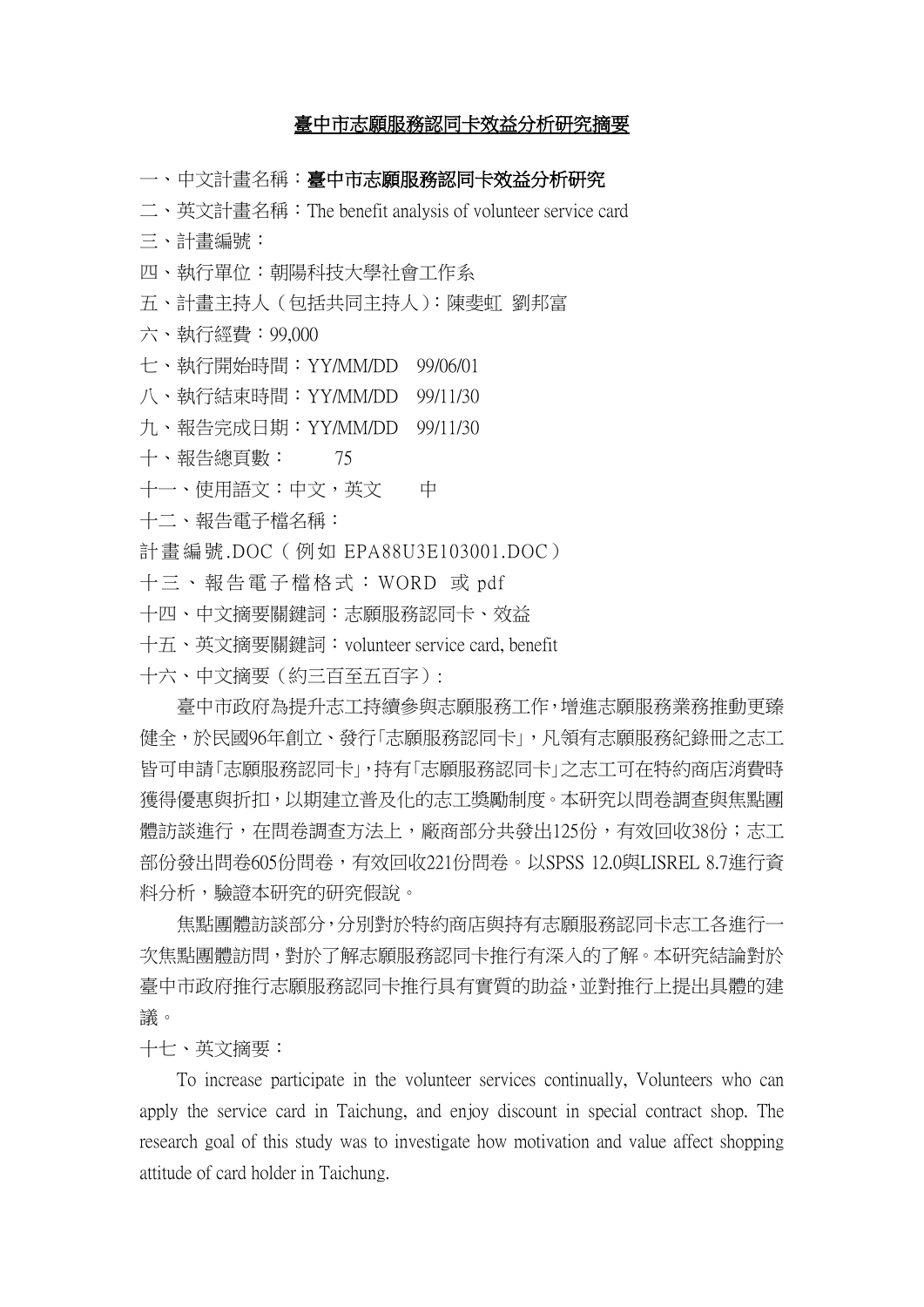# 臺中市志願服務認同卡效益分析研究摘要

一、中文計畫名稱：**臺中市志願服務認同卡效益分析研究**

二、英文計畫名稱：The benefit analysis of volunteer service card

三、計畫編號：

四、執行單位：朝陽科技大學社會工作系

五、計畫主持人（包括共同主持人）：陳斐虹　劉邦富

六、執行經費：99,000

七、執行開始時間：YY/MM/DD　99/06/01

八、執行結束時間：YY/MM/DD　99/11/30

九、報告完成日期：YY/MM/DD　99/11/30

十、報告總頁數：　　75

十一、使用語文：中文，英文　　中

十二、報告電子檔名稱：

計畫編號.DOC（例如 EPA88U3E103001.DOC）

十三、報告電子檔格式：WORD　或 pdf

十四、中文摘要關鍵詞：志願服務認同卡、效益

十五、英文摘要關鍵詞：volunteer service card, benefit

十六、中文摘要（約三百至五百字）：

臺中市政府為提升志工持續參與志願服務工作，增進志願服務業務推動更臻健全，於民國96年創立、發行「志願服務認同卡」，凡領有志願服務紀錄冊之志工皆可申請「志願服務認同卡」，持有「志願服務認同卡」之志工可在特約商店消費時獲得優惠與折扣，以期建立普及化的志工獎勵制度。本研究以問卷調查與焦點團體訪談進行，在問卷調查方法上，廠商部分共發出125份，有效回收38份；志工部份發出問卷605份問卷，有效回收221份問卷。以SPSS 12.0與LISREL 8.7進行資料分析，驗證本研究的研究假說。

焦點團體訪談部分，分別對於特約商店與持有志願服務認同卡志工各進行一次焦點團體訪問，對於了解志願服務認同卡推行有深入的了解。本研究結論對於臺中市政府推行志願服務認同卡推行具有實質的助益，並對推行上提出具體的建議。

十七、英文摘要：

To increase participate in the volunteer services continually, Volunteers who can apply the service card in Taichung, and enjoy discount in special contract shop. The research goal of this study was to investigate how motivation and value affect shopping attitude of card holder in Taichung.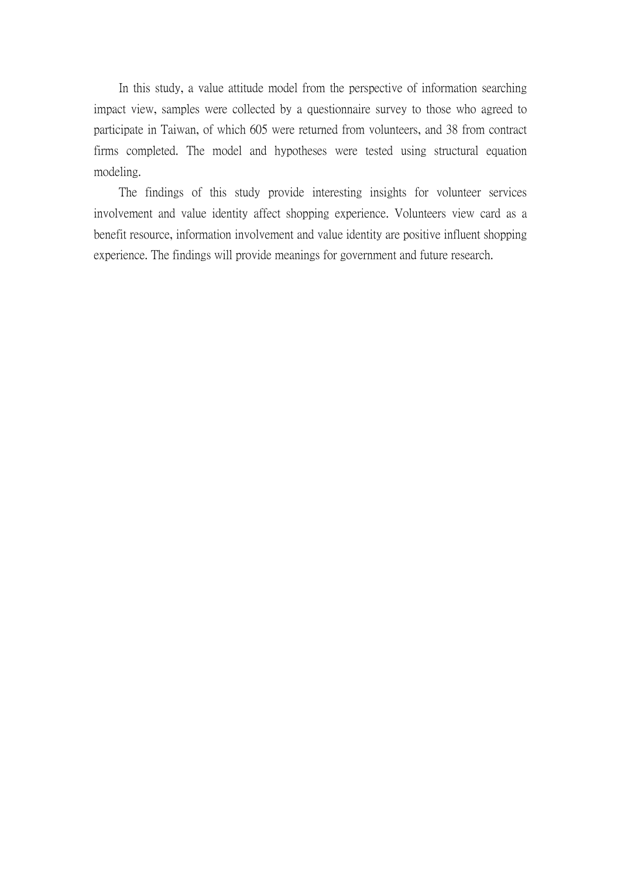In this study, a value attitude model from the perspective of information searching impact view, samples were collected by a questionnaire survey to those who agreed to participate in Taiwan, of which 605 were returned from volunteers, and 38 from contract firms completed. The model and hypotheses were tested using structural equation modeling.

The findings of this study provide interesting insights for volunteer services involvement and value identity affect shopping experience. Volunteers view card as a benefit resource, information involvement and value identity are positive influent shopping experience. The findings will provide meanings for government and future research.